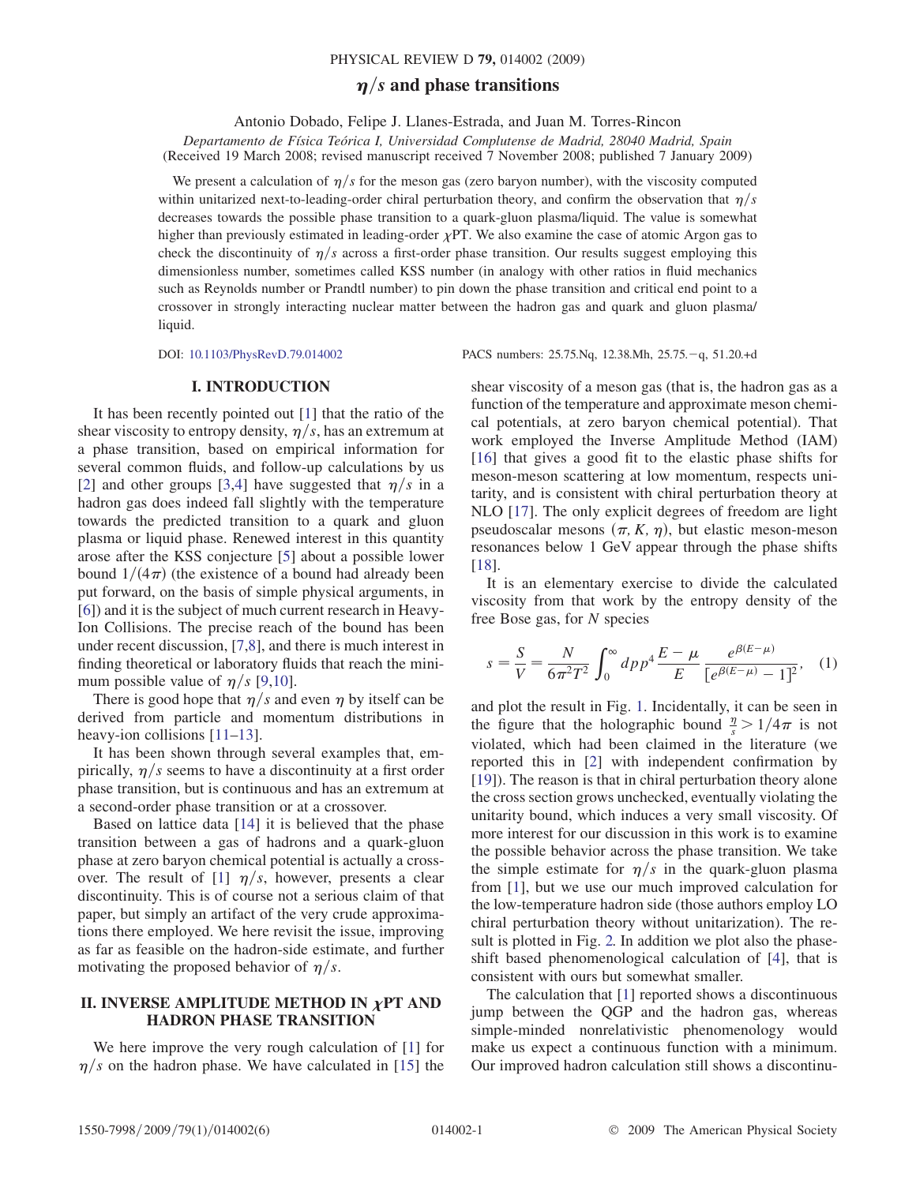# $\eta/s$ and phase transitions

Antonio Dobado, Felipe J. Llanes-Estrada, and Juan M. Torres-Rincon

*Departamento de Física Teórica I, Universidad Complutense de Madrid, 28040 Madrid, Spain*
(Received 19 March 2008; revised manuscript received 7 November 2008; published 7 January 2009)

We present a calculation of $\eta/s$ for the meson gas (zero baryon number), with the viscosity computed within unitarized next-to-leading-order chiral perturbation theory, and confirm the observation that $\eta/s$ decreases towards the possible phase transition to a quark-gluon plasma/liquid. The value is somewhat higher than previously estimated in leading-order $\chi$PT. We also examine the case of atomic Argon gas to check the discontinuity of $\eta/s$ across a first-order phase transition. Our results suggest employing this dimensionless number, sometimes called KSS number (in analogy with other ratios in fluid mechanics such as Reynolds number or Prandtl number) to pin down the phase transition and critical end point to a crossover in strongly interacting nuclear matter between the hadron gas and quark and gluon plasma/liquid.

DOI: 10.1103/PhysRevD.79.014002 PACS numbers: 25.75.Nq, 12.38.Mh, 25.75.−q, 51.20.+d

## I. INTRODUCTION

It has been recently pointed out [1] that the ratio of the shear viscosity to entropy density, $\eta/s$, has an extremum at a phase transition, based on empirical information for several common fluids, and follow-up calculations by us [2] and other groups [3,4] have suggested that $\eta/s$ in a hadron gas does indeed fall slightly with the temperature towards the predicted transition to a quark and gluon plasma or liquid phase. Renewed interest in this quantity arose after the KSS conjecture [5] about a possible lower bound $1/(4\pi)$ (the existence of a bound had already been put forward, on the basis of simple physical arguments, in [6]) and it is the subject of much current research in Heavy-Ion Collisions. The precise reach of the bound has been under recent discussion, [7,8], and there is much interest in finding theoretical or laboratory fluids that reach the minimum possible value of $\eta/s$ [9,10].

There is good hope that $\eta/s$ and even $\eta$ by itself can be derived from particle and momentum distributions in heavy-ion collisions [11–13].

It has been shown through several examples that, empirically, $\eta/s$ seems to have a discontinuity at a first order phase transition, but is continuous and has an extremum at a second-order phase transition or at a crossover.

Based on lattice data [14] it is believed that the phase transition between a gas of hadrons and a quark-gluon phase at zero baryon chemical potential is actually a crossover. The result of [1] $\eta/s$, however, presents a clear discontinuity. This is of course not a serious claim of that paper, but simply an artifact of the very crude approximations there employed. We here revisit the issue, improving as far as feasible on the hadron-side estimate, and further motivating the proposed behavior of $\eta/s$.

## II. INVERSE AMPLITUDE METHOD IN $\chi$PT AND HADRON PHASE TRANSITION

We here improve the very rough calculation of [1] for $\eta/s$ on the hadron phase. We have calculated in [15] the shear viscosity of a meson gas (that is, the hadron gas as a function of the temperature and approximate meson chemical potentials, at zero baryon chemical potential). That work employed the Inverse Amplitude Method (IAM) [16] that gives a good fit to the elastic phase shifts for meson-meson scattering at low momentum, respects unitarity, and is consistent with chiral perturbation theory at NLO [17]. The only explicit degrees of freedom are light pseudoscalar mesons ($\pi$, $K$, $\eta$), but elastic meson-meson resonances below 1 GeV appear through the phase shifts [18].

It is an elementary exercise to divide the calculated viscosity from that work by the entropy density of the free Bose gas, for $N$ species

$$s = \frac{S}{V} = \frac{N}{6\pi^2 T^2} \int_0^\infty dp p^4 \frac{E-\mu}{E} \frac{e^{\beta(E-\mu)}}{[e^{\beta(E-\mu)}-1]^2}, \quad (1)$$

and plot the result in Fig. 1. Incidentally, it can be seen in the figure that the holographic bound $\frac{\eta}{s} > 1/4\pi$ is not violated, which had been claimed in the literature (we reported this in [2] with independent confirmation by [19]). The reason is that in chiral perturbation theory alone the cross section grows unchecked, eventually violating the unitarity bound, which induces a very small viscosity. Of more interest for our discussion in this work is to examine the possible behavior across the phase transition. We take the simple estimate for $\eta/s$ in the quark-gluon plasma from [1], but we use our much improved calculation for the low-temperature hadron side (those authors employ LO chiral perturbation theory without unitarization). The result is plotted in Fig. 2. In addition we plot also the phase-shift based phenomenological calculation of [4], that is consistent with ours but somewhat smaller.

The calculation that [1] reported shows a discontinuous jump between the QGP and the hadron gas, whereas simple-minded nonrelativistic phenomenology would make us expect a continuous function with a minimum. Our improved hadron calculation still shows a discontinu-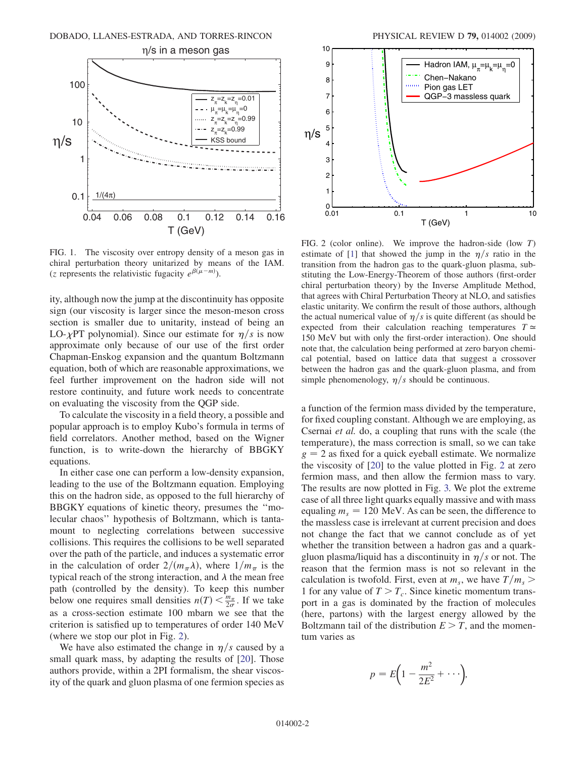FIG. 1. The viscosity over entropy density of a meson gas in chiral perturbation theory unitarized by means of the IAM. ($z$ represents the relativistic fugacity $e^{\beta(\mu - m)}$).

ity, although now the jump at the discontinuity has opposite sign (our viscosity is larger since the meson-meson cross section is smaller due to unitarity, instead of being an LO-$\chi$PT polynomial). Since our estimate for $\eta/s$ is now approximate only because of our use of the first order Chapman-Enskog expansion and the quantum Boltzmann equation, both of which are reasonable approximations, we feel further improvement on the hadron side will not restore continuity, and future work needs to concentrate on evaluating the viscosity from the QGP side.

To calculate the viscosity in a field theory, a possible and popular approach is to employ Kubo's formula in terms of field correlators. Another method, based on the Wigner function, is to write-down the hierarchy of BBGKY equations.

In either case one can perform a low-density expansion, leading to the use of the Boltzmann equation. Employing this on the hadron side, as opposed to the full hierarchy of BBGKY equations of kinetic theory, presumes the "molecular chaos" hypothesis of Boltzmann, which is tantamount to neglecting correlations between successive collisions. This requires the collisions to be well separated over the path of the particle, and induces a systematic error in the calculation of order $2/(m_\pi \lambda)$, where $1/m_\pi$ is the typical reach of the strong interaction, and $\lambda$ the mean free path (controlled by the density). To keep this number below one requires small densities $n(T) < \frac{m_\pi}{2\sigma}$. If we take as a cross-section estimate 100 mbarn we see that the criterion is satisfied up to temperatures of order 140 MeV (where we stop our plot in Fig. 2).

We have also estimated the change in $\eta/s$ caused by a small quark mass, by adapting the results of [20]. Those authors provide, within a 2PI formalism, the shear viscosity of the quark and gluon plasma of one fermion species as

FIG. 2 (color online). We improve the hadron-side (low $T$) estimate of [1] that showed the jump in the $\eta/s$ ratio in the transition from the hadron gas to the quark-gluon plasma, substituting the Low-Energy-Theorem of those authors (first-order chiral perturbation theory) by the Inverse Amplitude Method, that agrees with Chiral Perturbation Theory at NLO, and satisfies elastic unitarity. We confirm the result of those authors, although the actual numerical value of $\eta/s$ is quite different (as should be expected from their calculation reaching temperatures $T \simeq$ 150 MeV but with only the first-order interaction). One should note that, the calculation being performed at zero baryon chemical potential, based on lattice data that suggest a crossover between the hadron gas and the quark-gluon plasma, and from simple phenomenology, $\eta/s$ should be continuous.

a function of the fermion mass divided by the temperature, for fixed coupling constant. Although we are employing, as Csernai *et al.* do, a coupling that runs with the scale (the temperature), the mass correction is small, so we can take $g = 2$ as fixed for a quick eyeball estimate. We normalize the viscosity of [20] to the value plotted in Fig. 2 at zero fermion mass, and then allow the fermion mass to vary. The results are now plotted in Fig. 3. We plot the extreme case of all three light quarks equally massive and with mass equaling $m_s = 120$ MeV. As can be seen, the difference to the massless case is irrelevant at current precision and does not change the fact that we cannot conclude as of yet whether the transition between a hadron gas and a quark-gluon plasma/liquid has a discontinuity in $\eta/s$ or not. The reason that the fermion mass is not so relevant in the calculation is twofold. First, even at $m_s$, we have $T/m_s >$ 1 for any value of $T > T_c$. Since kinetic momentum transport in a gas is dominated by the fraction of molecules (here, partons) with the largest energy allowed by the Boltzmann tail of the distribution $E > T$, and the momentum varies as

$$p = E\left(1 - \frac{m^2}{2E^2} + \cdots\right),$$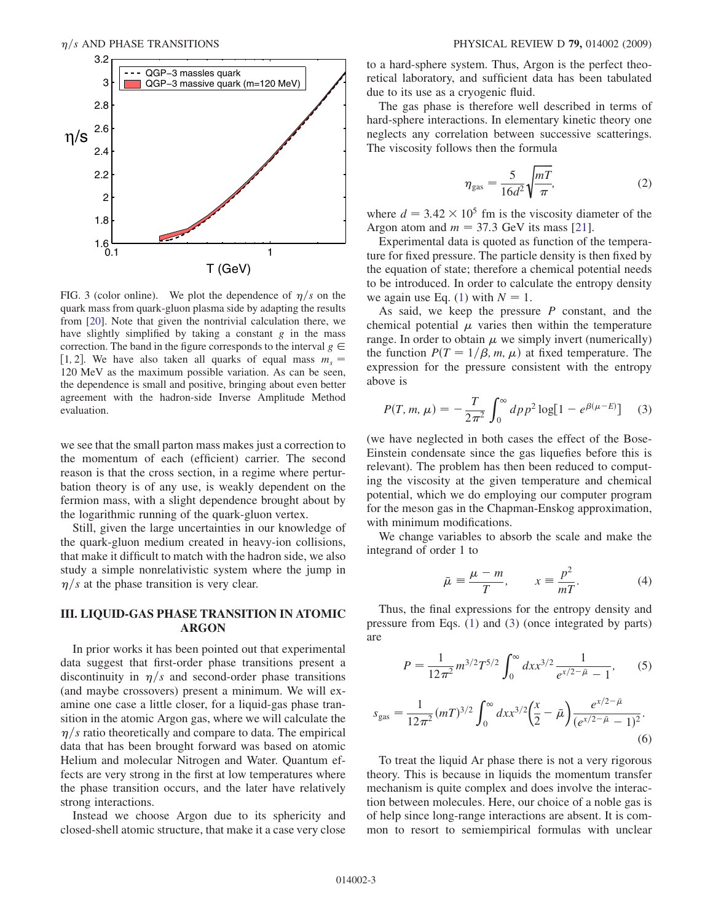FIG. 3 (color online). We plot the dependence of $\eta/s$ on the quark mass from quark-gluon plasma side by adapting the results from [20]. Note that given the nontrivial calculation there, we have slightly simplified by taking a constant $g$ in the mass correction. The band in the figure corresponds to the interval $g \in [1, 2]$. We have also taken all quarks of equal mass $m_s = 120$ MeV as the maximum possible variation. As can be seen, the dependence is small and positive, bringing about even better agreement with the hadron-side Inverse Amplitude Method evaluation.

we see that the small parton mass makes just a correction to the momentum of each (efficient) carrier. The second reason is that the cross section, in a regime where perturbation theory is of any use, is weakly dependent on the fermion mass, with a slight dependence brought about by the logarithmic running of the quark-gluon vertex.

Still, given the large uncertainties in our knowledge of the quark-gluon medium created in heavy-ion collisions, that make it difficult to match with the hadron side, we also study a simple nonrelativistic system where the jump in $\eta/s$ at the phase transition is very clear.

## III. LIQUID-GAS PHASE TRANSITION IN ATOMIC ARGON

In prior works it has been pointed out that experimental data suggest that first-order phase transitions present a discontinuity in $\eta/s$ and second-order phase transitions (and maybe crossovers) present a minimum. We will examine one case a little closer, for a liquid-gas phase transition in the atomic Argon gas, where we will calculate the $\eta/s$ ratio theoretically and compare to data. The empirical data that has been brought forward was based on atomic Helium and molecular Nitrogen and Water. Quantum effects are very strong in the first at low temperatures where the phase transition occurs, and the later have relatively strong interactions.

Instead we choose Argon due to its sphericity and closed-shell atomic structure, that make it a case very close to a hard-sphere system. Thus, Argon is the perfect theoretical laboratory, and sufficient data has been tabulated due to its use as a cryogenic fluid.

The gas phase is therefore well described in terms of hard-sphere interactions. In elementary kinetic theory one neglects any correlation between successive scatterings. The viscosity follows then the formula

$$\eta_{\text{gas}} = \frac{5}{16 d^2}\sqrt{\frac{mT}{\pi}}, \tag{2}$$

where $d = 3.42 \times 10^5$ fm is the viscosity diameter of the Argon atom and $m = 37.3$ GeV its mass [21].

Experimental data is quoted as function of the temperature for fixed pressure. The particle density is then fixed by the equation of state; therefore a chemical potential needs to be introduced. In order to calculate the entropy density we again use Eq. (1) with $N = 1$.

As said, we keep the pressure $P$ constant, and the chemical potential $\mu$ varies then within the temperature range. In order to obtain $\mu$ we simply invert (numerically) the function $P(T = 1/\beta, m, \mu)$ at fixed temperature. The expression for the pressure consistent with the entropy above is

$$P(T, m, \mu) = -\frac{T}{2\pi^2}\int_0^\infty dp\, p^2 \log[1 - e^{\beta(\mu - E)}] \tag{3}$$

(we have neglected in both cases the effect of the Bose-Einstein condensate since the gas liquefies before this is relevant). The problem has then been reduced to computing the viscosity at the given temperature and chemical potential, which we do employing our computer program for the meson gas in the Chapman-Enskog approximation, with minimum modifications.

We change variables to absorb the scale and make the integrand of order 1 to

$$\bar{\mu} \equiv \frac{\mu - m}{T}, \qquad x \equiv \frac{p^2}{mT}. \tag{4}$$

Thus, the final expressions for the entropy density and pressure from Eqs. (1) and (3) (once integrated by parts) are

$$P = \frac{1}{12\pi^2} m^{3/2} T^{5/2} \int_0^\infty dx x^{3/2} \frac{1}{e^{x/2 - \bar{\mu}} - 1}, \tag{5}$$

$$s_{\text{gas}} = \frac{1}{12\pi^2}(mT)^{3/2}\int_0^\infty dx x^{3/2}\left(\frac{x}{2} - \bar{\mu}\right)\frac{e^{x/2-\bar{\mu}}}{(e^{x/2-\bar{\mu}} - 1)^2}. \tag{6}$$

To treat the liquid Ar phase there is not a very rigorous theory. This is because in liquids the momentum transfer mechanism is quite complex and does involve the interaction between molecules. Here, our choice of a noble gas is of help since long-range interactions are absent. It is common to resort to semiempirical formulas with unclear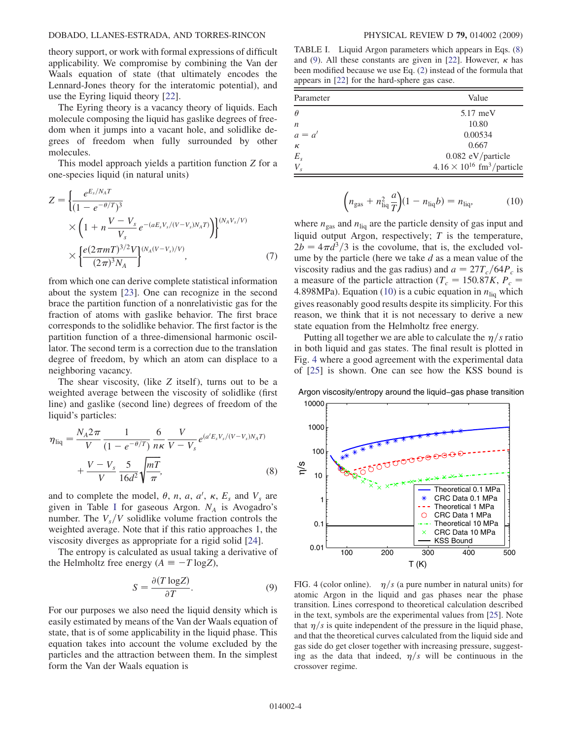theory support, or work with formal expressions of difficult applicability. We compromise by combining the Van der Waals equation of state (that ultimately encodes the Lennard-Jones theory for the interatomic potential), and use the Eyring liquid theory [22].

The Eyring theory is a vacancy theory of liquids. Each molecule composing the liquid has gaslike degrees of freedom when it jumps into a vacant hole, and solidlike degrees of freedom when fully surrounded by other molecules.

This model approach yields a partition function $Z$ for a one-species liquid (in natural units)

$$Z = \left\{ \frac{e^{E_s/N_A T}}{(1-e^{-\theta/T})^3} \times \left(1 + n\frac{V-V_s}{V_s} e^{-(aE_s V_s/(V-V_s)N_A T)}\right)\right\}^{(N_A V_s/V)} \times \left\{\frac{e(2\pi m T)^{3/2} V}{(2\pi)^3 N_A}\right\}^{(N_A(V-V_s)/V)}, \tag{7}$$

from which one can derive complete statistical information about the system [23]. One can recognize in the second brace the partition function of a nonrelativistic gas for the fraction of atoms with gaslike behavior. The first brace corresponds to the solidlike behavior. The first factor is the partition function of a three-dimensional harmonic oscillator. The second term is a correction due to the translation degree of freedom, by which an atom can displace to a neighboring vacancy.

The shear viscosity, (like $Z$ itself), turns out to be a weighted average between the viscosity of solidlike (first line) and gaslike (second line) degrees of freedom of the liquid's particles:

$$\eta_{\rm liq} = \frac{N_A 2\pi}{V}\frac{1}{(1-e^{-\theta/T})}\frac{6}{n\kappa}\frac{V}{V-V_s} e^{(a' E_s V_s/(V-V_s)N_A T)} + \frac{V-V_s}{V}\frac{5}{16 d^2}\sqrt{\frac{mT}{\pi}}, \tag{8}$$

and to complete the model, $\theta$, $n$, $a$, $a'$, $\kappa$, $E_s$ and $V_s$ are given in Table I for gaseous Argon. $N_A$ is Avogadro's number. The $V_s/V$ solidlike volume fraction controls the weighted average. Note that if this ratio approaches 1, the viscosity diverges as appropriate for a rigid solid [24].

The entropy is calculated as usual taking a derivative of the Helmholtz free energy ($A \equiv -T\log Z$),

$$S = \frac{\partial (T\log Z)}{\partial T}. \tag{9}$$

For our purposes we also need the liquid density which is easily estimated by means of the Van der Waals equation of state, that is of some applicability in the liquid phase. This equation takes into account the volume excluded by the particles and the attraction between them. In the simplest form the Van der Waals equation is

TABLE I. Liquid Argon parameters which appears in Eqs. (8) and (9). All these constants are given in [22]. However, $\kappa$ has been modified because we use Eq. (2) instead of the formula that appears in [22] for the hard-sphere gas case.

| Parameter | Value |
|---|---|
| $\theta$ | 5.17 meV |
| $n$ | 10.80 |
| $a = a'$ | 0.00534 |
| $\kappa$ | 0.667 |
| $E_s$ | 0.082 eV/particle |
| $V_s$ | $4.16 \times 10^{16}$ fm$^3$/particle |

$$\left(n_{\rm gas} + n_{\rm liq}^2 \frac{a}{T}\right)(1 - n_{\rm liq} b) = n_{\rm liq}, \tag{10}$$

where $n_{\rm gas}$ and $n_{\rm liq}$ are the particle density of gas input and liquid output Argon, respectively; $T$ is the temperature, $2b = 4\pi d^3/3$ is the covolume, that is, the excluded volume by the particle (here we take $d$ as a mean value of the viscosity radius and the gas radius) and $a = 27T_c/64P_c$ is a measure of the particle attraction ($T_c = 150.87K$, $P_c = 4.898$MPa). Equation (10) is a cubic equation in $n_{\rm liq}$ which gives reasonably good results despite its simplicity. For this reason, we think that it is not necessary to derive a new state equation from the Helmholtz free energy.

Putting all together we are able to calculate the $\eta/s$ ratio in both liquid and gas states. The final result is plotted in Fig. 4 where a good agreement with the experimental data of [25] is shown. One can see how the KSS bound is

FIG. 4 (color online). $\eta/s$ (a pure number in natural units) for atomic Argon in the liquid and gas phases near the phase transition. Lines correspond to theoretical calculation described in the text, symbols are the experimental values from [25]. Note that $\eta/s$ is quite independent of the pressure in the liquid phase, and that the theoretical curves calculated from the liquid side and gas side do get closer together with increasing pressure, suggesting as the data that indeed, $\eta/s$ will be continuous in the crossover regime.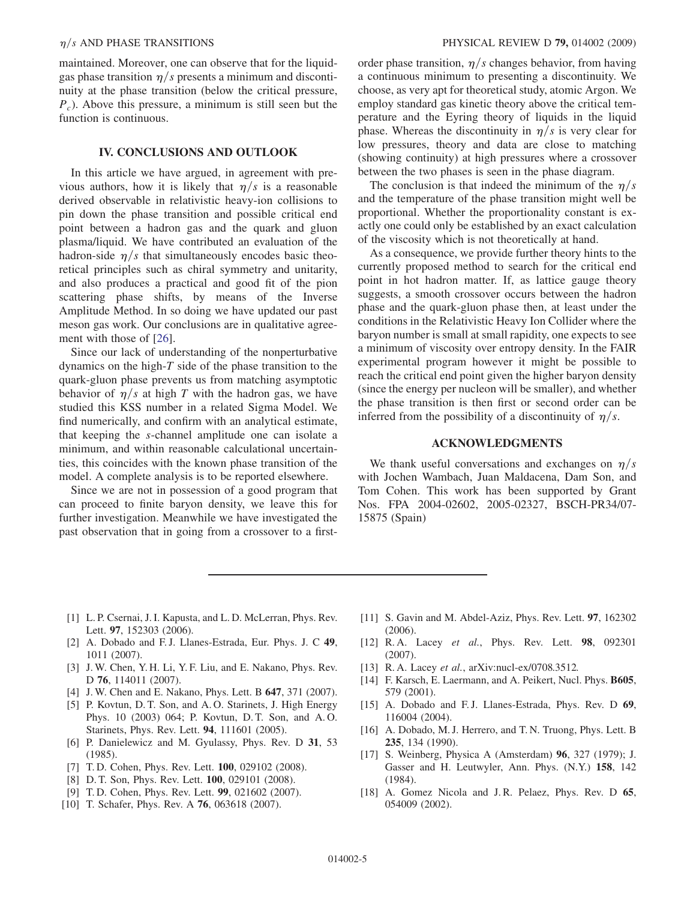maintained. Moreover, one can observe that for the liquid-gas phase transition $\eta/s$ presents a minimum and discontinuity at the phase transition (below the critical pressure, $P_c$). Above this pressure, a minimum is still seen but the function is continuous.

## IV. CONCLUSIONS AND OUTLOOK

In this article we have argued, in agreement with previous authors, how it is likely that $\eta/s$ is a reasonable derived observable in relativistic heavy-ion collisions to pin down the phase transition and possible critical end point between a hadron gas and the quark and gluon plasma/liquid. We have contributed an evaluation of the hadron-side $\eta/s$ that simultaneously encodes basic theoretical principles such as chiral symmetry and unitarity, and also produces a practical and good fit of the pion scattering phase shifts, by means of the Inverse Amplitude Method. In so doing we have updated our past meson gas work. Our conclusions are in qualitative agreement with those of [26].

Since our lack of understanding of the nonperturbative dynamics on the high-$T$ side of the phase transition to the quark-gluon phase prevents us from matching asymptotic behavior of $\eta/s$ at high $T$ with the hadron gas, we have studied this KSS number in a related Sigma Model. We find numerically, and confirm with an analytical estimate, that keeping the $s$-channel amplitude one can isolate a minimum, and within reasonable calculational uncertainties, this coincides with the known phase transition of the model. A complete analysis is to be reported elsewhere.

Since we are not in possession of a good program that can proceed to finite baryon density, we leave this for further investigation. Meanwhile we have investigated the past observation that in going from a crossover to a first-order phase transition, $\eta/s$ changes behavior, from having a continuous minimum to presenting a discontinuity. We choose, as very apt for theoretical study, atomic Argon. We employ standard gas kinetic theory above the critical temperature and the Eyring theory of liquids in the liquid phase. Whereas the discontinuity in $\eta/s$ is very clear for low pressures, theory and data are close to matching (showing continuity) at high pressures where a crossover between the two phases is seen in the phase diagram.

The conclusion is that indeed the minimum of the $\eta/s$ and the temperature of the phase transition might well be proportional. Whether the proportionality constant is exactly one could only be established by an exact calculation of the viscosity which is not theoretically at hand.

As a consequence, we provide further theory hints to the currently proposed method to search for the critical end point in hot hadron matter. If, as lattice gauge theory suggests, a smooth crossover occurs between the hadron phase and the quark-gluon phase then, at least under the conditions in the Relativistic Heavy Ion Collider where the baryon number is small at small rapidity, one expects to see a minimum of viscosity over entropy density. In the FAIR experimental program however it might be possible to reach the critical end point given the higher baryon density (since the energy per nucleon will be smaller), and whether the phase transition is then first or second order can be inferred from the possibility of a discontinuity of $\eta/s$.

## ACKNOWLEDGMENTS

We thank useful conversations and exchanges on $\eta/s$ with Jochen Wambach, Juan Maldacena, Dam Son, and Tom Cohen. This work has been supported by Grant Nos. FPA 2004-02602, 2005-02327, BSCH-PR34/07-15875 (Spain)

---

[1] L. P. Csernai, J. I. Kapusta, and L. D. McLerran, Phys. Rev. Lett. **97**, 152303 (2006).

[2] A. Dobado and F. J. Llanes-Estrada, Eur. Phys. J. C **49**, 1011 (2007).

[3] J. W. Chen, Y. H. Li, Y. F. Liu, and E. Nakano, Phys. Rev. D **76**, 114011 (2007).

[4] J. W. Chen and E. Nakano, Phys. Lett. B **647**, 371 (2007).

[5] P. Kovtun, D. T. Son, and A. O. Starinets, J. High Energy Phys. 10 (2003) 064; P. Kovtun, D. T. Son, and A. O. Starinets, Phys. Rev. Lett. **94**, 111601 (2005).

[6] P. Danielewicz and M. Gyulassy, Phys. Rev. D **31**, 53 (1985).

[7] T. D. Cohen, Phys. Rev. Lett. **100**, 029102 (2008).

[8] D. T. Son, Phys. Rev. Lett. **100**, 029101 (2008).

[9] T. D. Cohen, Phys. Rev. Lett. **99**, 021602 (2007).

[10] T. Schafer, Phys. Rev. A **76**, 063618 (2007).

[11] S. Gavin and M. Abdel-Aziz, Phys. Rev. Lett. **97**, 162302 (2006).

[12] R. A. Lacey *et al.*, Phys. Rev. Lett. **98**, 092301 (2007).

[13] R. A. Lacey *et al.*, arXiv:nucl-ex/0708.3512.

[14] F. Karsch, E. Laermann, and A. Peikert, Nucl. Phys. **B605**, 579 (2001).

[15] A. Dobado and F. J. Llanes-Estrada, Phys. Rev. D **69**, 116004 (2004).

[16] A. Dobado, M. J. Herrero, and T. N. Truong, Phys. Lett. B **235**, 134 (1990).

[17] S. Weinberg, Physica A (Amsterdam) **96**, 327 (1979); J. Gasser and H. Leutwyler, Ann. Phys. (N.Y.) **158**, 142 (1984).

[18] A. Gomez Nicola and J. R. Pelaez, Phys. Rev. D **65**, 054009 (2002).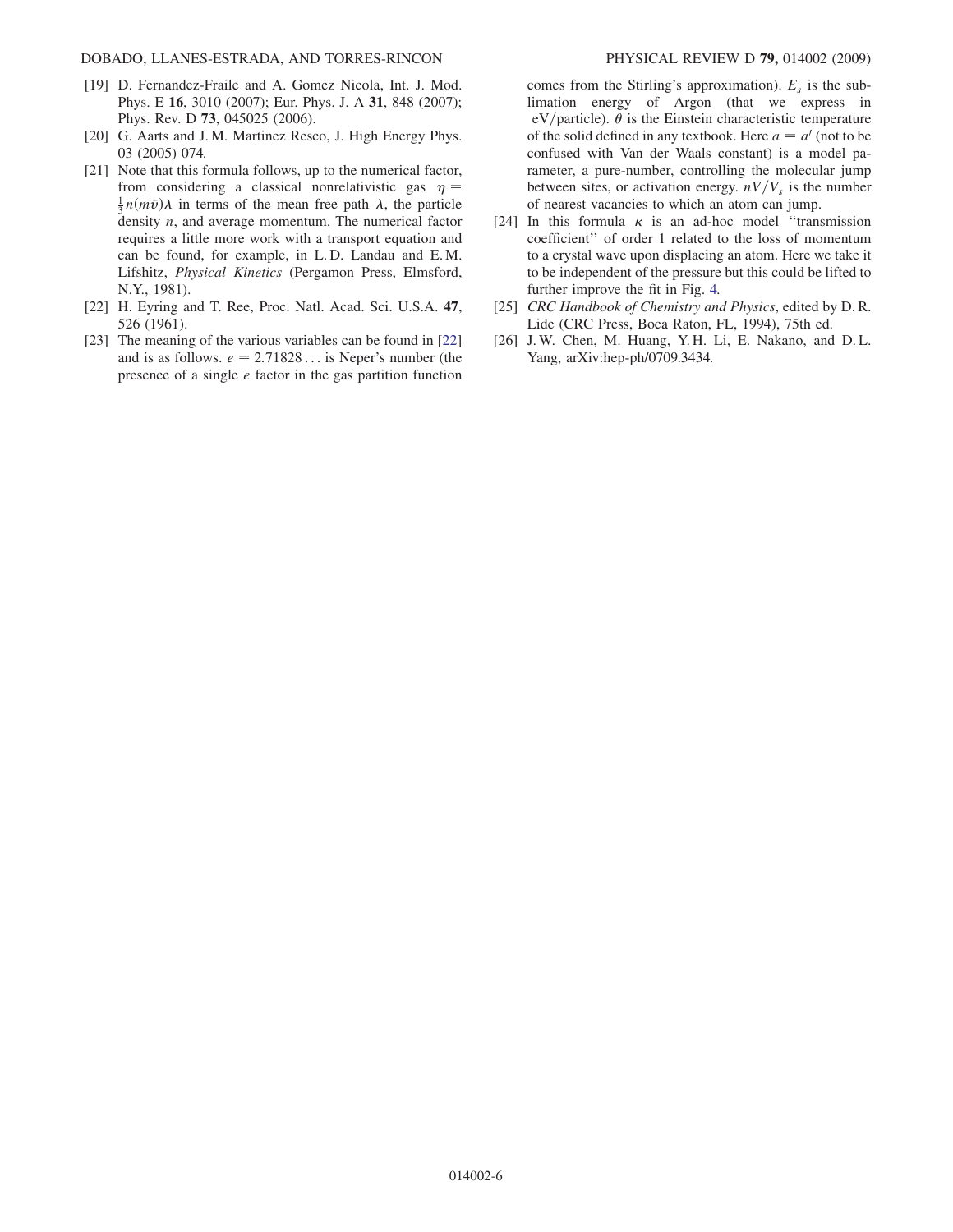[19] D. Fernandez-Fraile and A. Gomez Nicola, Int. J. Mod. Phys. E **16**, 3010 (2007); Eur. Phys. J. A **31**, 848 (2007); Phys. Rev. D **73**, 045025 (2006).

[20] G. Aarts and J. M. Martinez Resco, J. High Energy Phys. 03 (2005) 074.

[21] Note that this formula follows, up to the numerical factor, from considering a classical nonrelativistic gas $\eta = \frac{1}{3}n(m\bar{v})\lambda$ in terms of the mean free path $\lambda$, the particle density $n$, and average momentum. The numerical factor requires a little more work with a transport equation and can be found, for example, in L. D. Landau and E. M. Lifshitz, *Physical Kinetics* (Pergamon Press, Elmsford, N.Y., 1981).

[22] H. Eyring and T. Ree, Proc. Natl. Acad. Sci. U.S.A. **47**, 526 (1961).

[23] The meaning of the various variables can be found in [22] and is as follows. $e = 2.71828\ldots$ is Neper's number (the presence of a single $e$ factor in the gas partition function comes from the Stirling's approximation). $E_s$ is the sublimation energy of Argon (that we express in eV/particle). $\theta$ is the Einstein characteristic temperature of the solid defined in any textbook. Here $a = a'$ (not to be confused with Van der Waals constant) is a model parameter, a pure-number, controlling the molecular jump between sites, or activation energy. $nV/V_s$ is the number of nearest vacancies to which an atom can jump.

[24] In this formula $\kappa$ is an ad-hoc model "transmission coefficient" of order 1 related to the loss of momentum to a crystal wave upon displacing an atom. Here we take it to be independent of the pressure but this could be lifted to further improve the fit in Fig. 4.

[25] *CRC Handbook of Chemistry and Physics*, edited by D. R. Lide (CRC Press, Boca Raton, FL, 1994), 75th ed.

[26] J. W. Chen, M. Huang, Y. H. Li, E. Nakano, and D. L. Yang, arXiv:hep-ph/0709.3434.